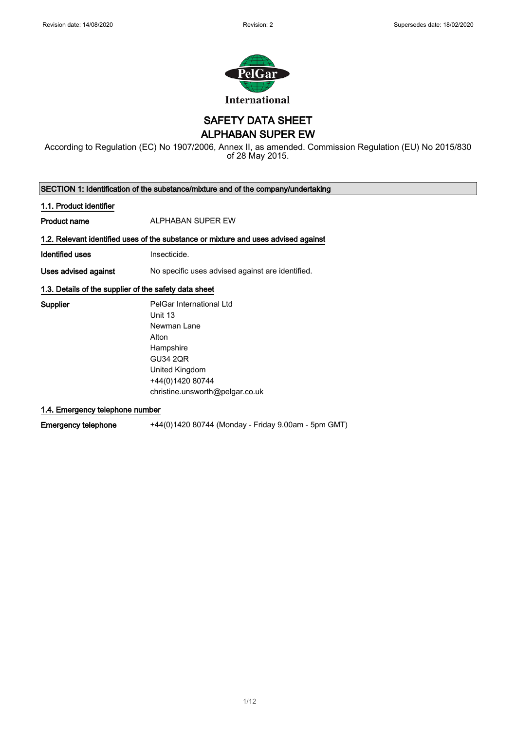Revision date: 14/08/2020 Revision: 2 Supersedes date: 18/02/2020

# SAFETY DATA SHEET
# ALPHABAN SUPER EW

According to Regulation (EC) No 1907/2006, Annex II, as amended. Commission Regulation (EU) No 2015/830 of 28 May 2015.

## SECTION 1: Identification of the substance/mixture and of the company/undertaking

### 1.1. Product identifier

**Product name** ALPHABAN SUPER EW

### 1.2. Relevant identified uses of the substance or mixture and uses advised against

**Identified uses** Insecticide.

**Uses advised against** No specific uses advised against are identified.

### 1.3. Details of the supplier of the safety data sheet

**Supplier**
PelGar International Ltd
Unit 13
Newman Lane
Alton
Hampshire
GU34 2QR
United Kingdom
+44(0)1420 80744
christine.unsworth@pelgar.co.uk

### 1.4. Emergency telephone number

**Emergency telephone** +44(0)1420 80744 (Monday - Friday 9.00am - 5pm GMT)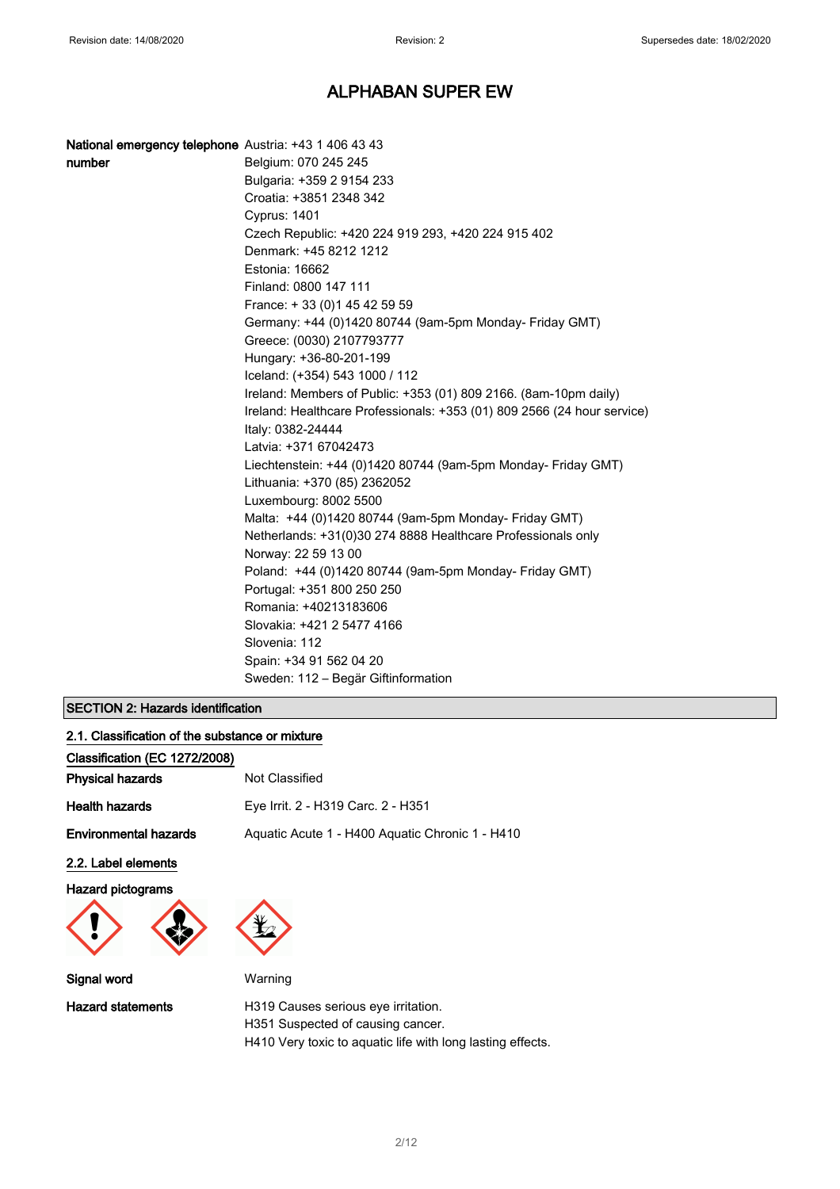# ALPHABAN SUPER EW

| | |
|---|---|
| **National emergency telephone number** | Austria: +43 1 406 43 43<br>Belgium: 070 245 245<br>Bulgaria: +359 2 9154 233<br>Croatia: +3851 2348 342<br>Cyprus: 1401<br>Czech Republic: +420 224 919 293, +420 224 915 402<br>Denmark: +45 8212 1212<br>Estonia: 16662<br>Finland: 0800 147 111<br>France: + 33 (0)1 45 42 59 59<br>Germany: +44 (0)1420 80744 (9am-5pm Monday- Friday GMT)<br>Greece: (0030) 2107793777<br>Hungary: +36-80-201-199<br>Iceland: (+354) 543 1000 / 112<br>Ireland: Members of Public: +353 (01) 809 2166. (8am-10pm daily)<br>Ireland: Healthcare Professionals: +353 (01) 809 2566 (24 hour service)<br>Italy: 0382-24444<br>Latvia: +371 67042473<br>Liechtenstein: +44 (0)1420 80744 (9am-5pm Monday- Friday GMT)<br>Lithuania: +370 (85) 2362052<br>Luxembourg: 8002 5500<br>Malta: +44 (0)1420 80744 (9am-5pm Monday- Friday GMT)<br>Netherlands: +31(0)30 274 8888 Healthcare Professionals only<br>Norway: 22 59 13 00<br>Poland: +44 (0)1420 80744 (9am-5pm Monday- Friday GMT)<br>Portugal: +351 800 250 250<br>Romania: +40213183606<br>Slovakia: +421 2 5477 4166<br>Slovenia: 112<br>Spain: +34 91 562 04 20<br>Sweden: 112 – Begär Giftinformation |

## SECTION 2: Hazards identification

### 2.1. Classification of the substance or mixture

**Classification (EC 1272/2008)**

| | |
|---|---|
| **Physical hazards** | Not Classified |
| **Health hazards** | Eye Irrit. 2 - H319 Carc. 2 - H351 |
| **Environmental hazards** | Aquatic Acute 1 - H400 Aquatic Chronic 1 - H410 |

### 2.2. Label elements

**Hazard pictograms**

| | |
|---|---|
| **Signal word** | Warning |
| **Hazard statements** | H319 Causes serious eye irritation.<br>H351 Suspected of causing cancer.<br>H410 Very toxic to aquatic life with long lasting effects. |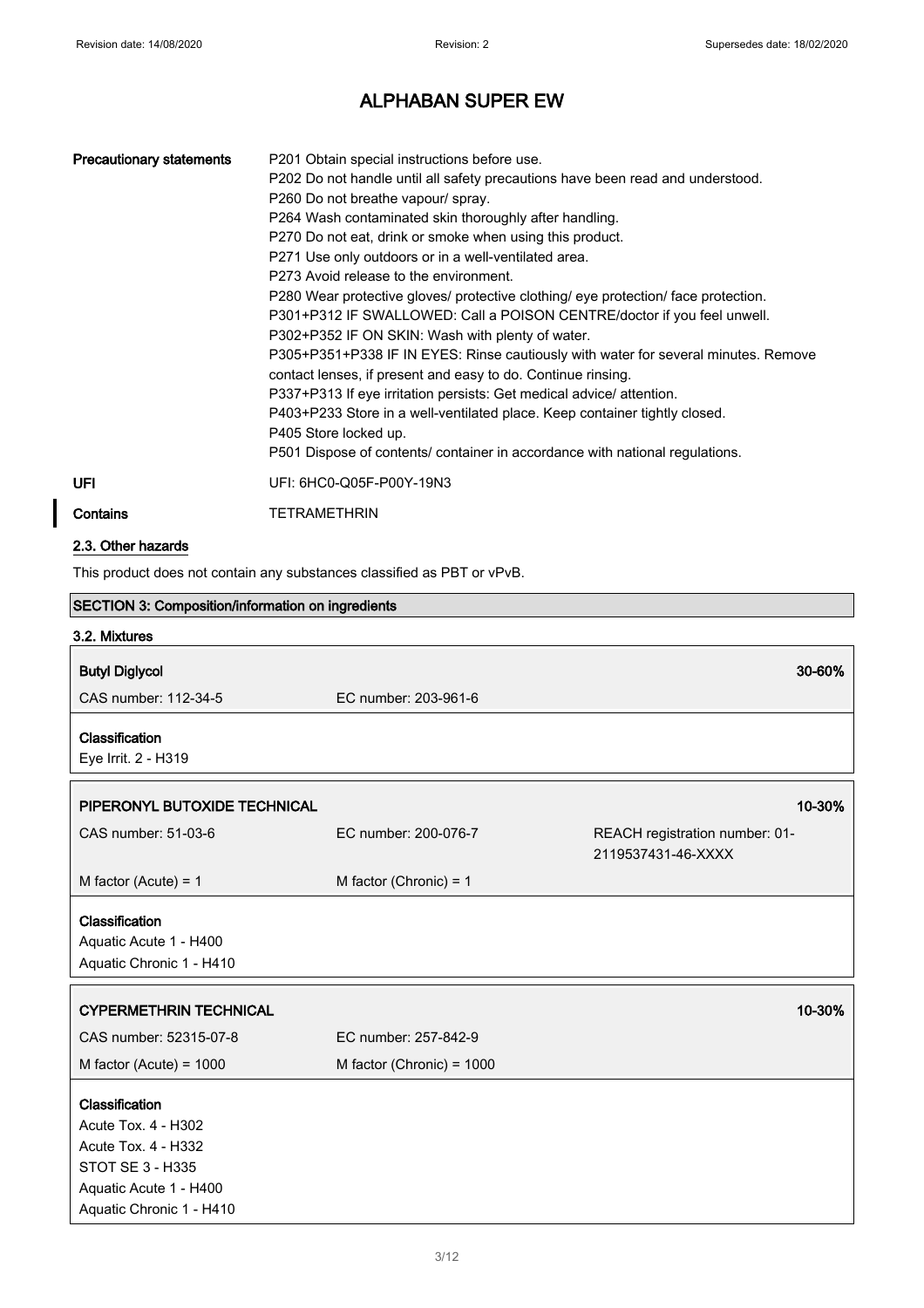| | |
|---|---|
| **Precautionary statements** | P201 Obtain special instructions before use.<br>P202 Do not handle until all safety precautions have been read and understood.<br>P260 Do not breathe vapour/ spray.<br>P264 Wash contaminated skin thoroughly after handling.<br>P270 Do not eat, drink or smoke when using this product.<br>P271 Use only outdoors or in a well-ventilated area.<br>P273 Avoid release to the environment.<br>P280 Wear protective gloves/ protective clothing/ eye protection/ face protection.<br>P301+P312 IF SWALLOWED: Call a POISON CENTRE/doctor if you feel unwell.<br>P302+P352 IF ON SKIN: Wash with plenty of water.<br>P305+P351+P338 IF IN EYES: Rinse cautiously with water for several minutes. Remove contact lenses, if present and easy to do. Continue rinsing.<br>P337+P313 If eye irritation persists: Get medical advice/ attention.<br>P403+P233 Store in a well-ventilated place. Keep container tightly closed.<br>P405 Store locked up.<br>P501 Dispose of contents/ container in accordance with national regulations. |
| **UFI** | UFI: 6HC0-Q05F-P00Y-19N3 |
| **Contains** | TETRAMETHRIN |

### 2.3. Other hazards

This product does not contain any substances classified as PBT or vPvB.

## SECTION 3: Composition/information on ingredients

### 3.2. Mixtures

| **Butyl Diglycol** | | **30-60%** |
|---|---|---|
| CAS number: 112-34-5 | EC number: 203-961-6 | |

**Classification**
Eye Irrit. 2 - H319

| **PIPERONYL BUTOXIDE TECHNICAL** | | **10-30%** |
|---|---|---|
| CAS number: 51-03-6 | EC number: 200-076-7 | REACH registration number: 01-2119537431-46-XXXX |
| M factor (Acute) = 1 | M factor (Chronic) = 1 | |

**Classification**
Aquatic Acute 1 - H400
Aquatic Chronic 1 - H410

| **CYPERMETHRIN TECHNICAL** | | **10-30%** |
|---|---|---|
| CAS number: 52315-07-8 | EC number: 257-842-9 | |
| M factor (Acute) = 1000 | M factor (Chronic) = 1000 | |

**Classification**
Acute Tox. 4 - H302
Acute Tox. 4 - H332
STOT SE 3 - H335
Aquatic Acute 1 - H400
Aquatic Chronic 1 - H410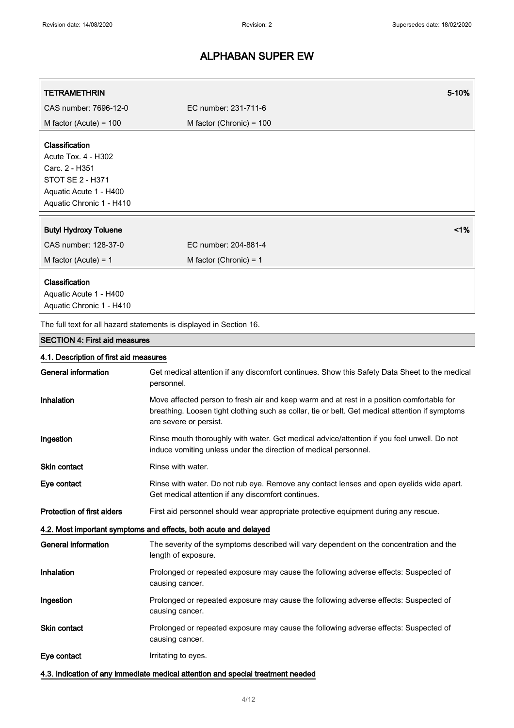# ALPHABAN SUPER EW

| **TETRAMETHRIN** | **5-10%** |
|---|---|
| CAS number: 7696-12-0 | EC number: 231-711-6 |
| M factor (Acute) = 100 | M factor (Chronic) = 100 |

**Classification**
Acute Tox. 4 - H302
Carc. 2 - H351
STOT SE 2 - H371
Aquatic Acute 1 - H400
Aquatic Chronic 1 - H410

| **Butyl Hydroxy Toluene** | **<1%** |
|---|---|
| CAS number: 128-37-0 | EC number: 204-881-4 |
| M factor (Acute) = 1 | M factor (Chronic) = 1 |

**Classification**
Aquatic Acute 1 - H400
Aquatic Chronic 1 - H410

The full text for all hazard statements is displayed in Section 16.

## SECTION 4: First aid measures

### 4.1. Description of first aid measures

| | |
|---|---|
| **General information** | Get medical attention if any discomfort continues. Show this Safety Data Sheet to the medical personnel. |
| **Inhalation** | Move affected person to fresh air and keep warm and at rest in a position comfortable for breathing. Loosen tight clothing such as collar, tie or belt. Get medical attention if symptoms are severe or persist. |
| **Ingestion** | Rinse mouth thoroughly with water. Get medical advice/attention if you feel unwell. Do not induce vomiting unless under the direction of medical personnel. |
| **Skin contact** | Rinse with water. |
| **Eye contact** | Rinse with water. Do not rub eye. Remove any contact lenses and open eyelids wide apart. Get medical attention if any discomfort continues. |
| **Protection of first aiders** | First aid personnel should wear appropriate protective equipment during any rescue. |

### 4.2. Most important symptoms and effects, both acute and delayed

| | |
|---|---|
| **General information** | The severity of the symptoms described will vary dependent on the concentration and the length of exposure. |
| **Inhalation** | Prolonged or repeated exposure may cause the following adverse effects: Suspected of causing cancer. |
| **Ingestion** | Prolonged or repeated exposure may cause the following adverse effects: Suspected of causing cancer. |
| **Skin contact** | Prolonged or repeated exposure may cause the following adverse effects: Suspected of causing cancer. |
| **Eye contact** | Irritating to eyes. |

### 4.3. Indication of any immediate medical attention and special treatment needed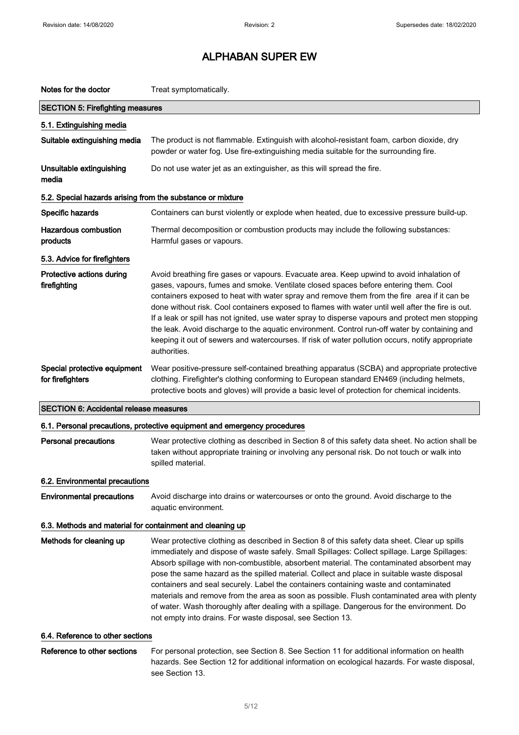**Notes for the doctor** Treat symptomatically.

## SECTION 5: Firefighting measures

### 5.1. Extinguishing media

**Suitable extinguishing media** The product is not flammable. Extinguish with alcohol-resistant foam, carbon dioxide, dry powder or water fog. Use fire-extinguishing media suitable for the surrounding fire.

**Unsuitable extinguishing media** Do not use water jet as an extinguisher, as this will spread the fire.

### 5.2. Special hazards arising from the substance or mixture

**Specific hazards** Containers can burst violently or explode when heated, due to excessive pressure build-up.

**Hazardous combustion products** Thermal decomposition or combustion products may include the following substances: Harmful gases or vapours.

### 5.3. Advice for firefighters

**Protective actions during firefighting** Avoid breathing fire gases or vapours. Evacuate area. Keep upwind to avoid inhalation of gases, vapours, fumes and smoke. Ventilate closed spaces before entering them. Cool containers exposed to heat with water spray and remove them from the fire area if it can be done without risk. Cool containers exposed to flames with water until well after the fire is out. If a leak or spill has not ignited, use water spray to disperse vapours and protect men stopping the leak. Avoid discharge to the aquatic environment. Control run-off water by containing and keeping it out of sewers and watercourses. If risk of water pollution occurs, notify appropriate authorities.

**Special protective equipment for firefighters** Wear positive-pressure self-contained breathing apparatus (SCBA) and appropriate protective clothing. Firefighter's clothing conforming to European standard EN469 (including helmets, protective boots and gloves) will provide a basic level of protection for chemical incidents.

## SECTION 6: Accidental release measures

### 6.1. Personal precautions, protective equipment and emergency procedures

**Personal precautions** Wear protective clothing as described in Section 8 of this safety data sheet. No action shall be taken without appropriate training or involving any personal risk. Do not touch or walk into spilled material.

### 6.2. Environmental precautions

**Environmental precautions** Avoid discharge into drains or watercourses or onto the ground. Avoid discharge to the aquatic environment.

### 6.3. Methods and material for containment and cleaning up

**Methods for cleaning up** Wear protective clothing as described in Section 8 of this safety data sheet. Clear up spills immediately and dispose of waste safely. Small Spillages: Collect spillage. Large Spillages: Absorb spillage with non-combustible, absorbent material. The contaminated absorbent may pose the same hazard as the spilled material. Collect and place in suitable waste disposal containers and seal securely. Label the containers containing waste and contaminated materials and remove from the area as soon as possible. Flush contaminated area with plenty of water. Wash thoroughly after dealing with a spillage. Dangerous for the environment. Do not empty into drains. For waste disposal, see Section 13.

### 6.4. Reference to other sections

**Reference to other sections** For personal protection, see Section 8. See Section 11 for additional information on health hazards. See Section 12 for additional information on ecological hazards. For waste disposal, see Section 13.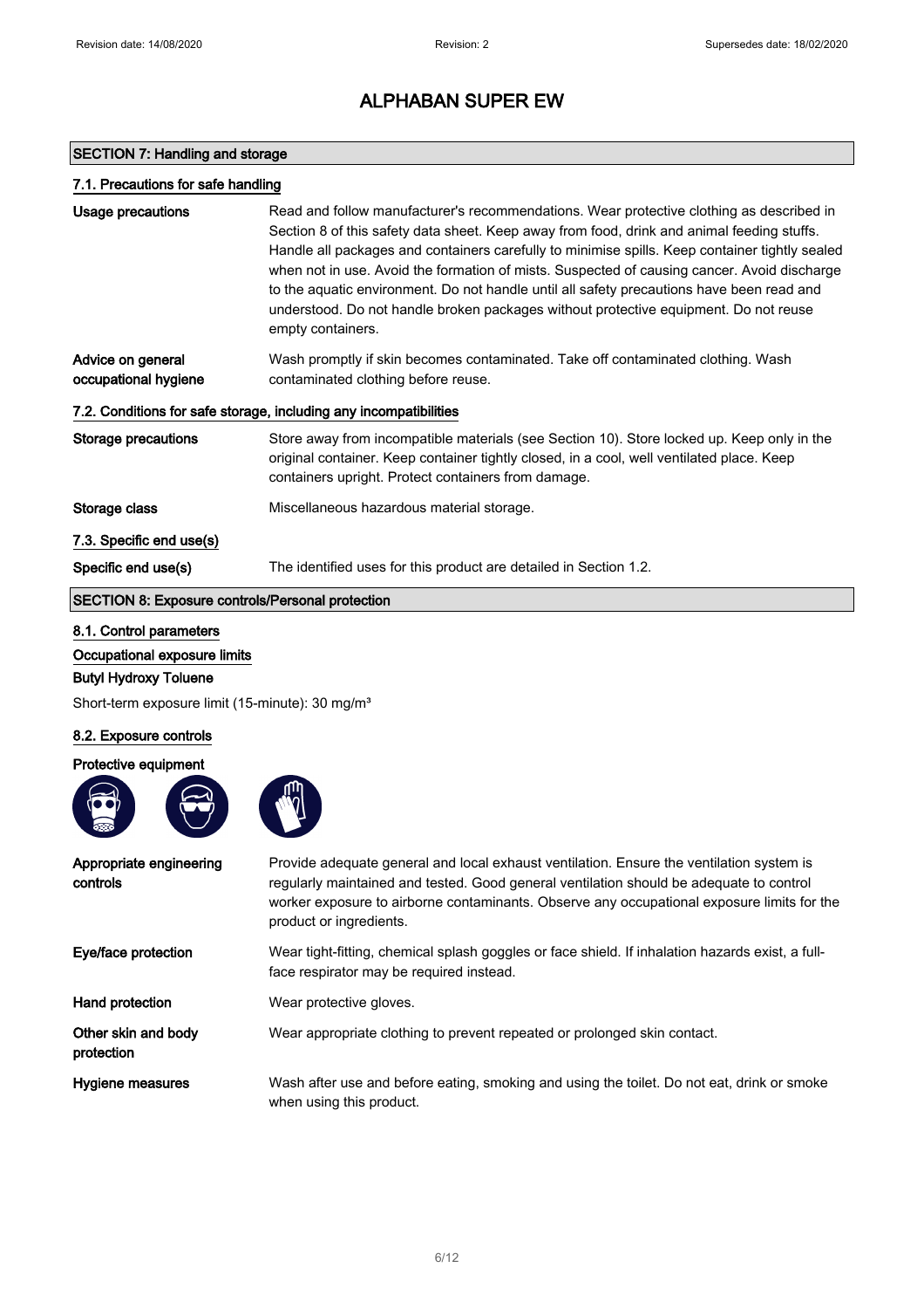# ALPHABAN SUPER EW

## SECTION 7: Handling and storage

### 7.1. Precautions for safe handling

**Usage precautions**
Read and follow manufacturer's recommendations. Wear protective clothing as described in Section 8 of this safety data sheet. Keep away from food, drink and animal feeding stuffs. Handle all packages and containers carefully to minimise spills. Keep container tightly sealed when not in use. Avoid the formation of mists. Suspected of causing cancer. Avoid discharge to the aquatic environment. Do not handle until all safety precautions have been read and understood. Do not handle broken packages without protective equipment. Do not reuse empty containers.

**Advice on general occupational hygiene**
Wash promptly if skin becomes contaminated. Take off contaminated clothing. Wash contaminated clothing before reuse.

### 7.2. Conditions for safe storage, including any incompatibilities

**Storage precautions**
Store away from incompatible materials (see Section 10). Store locked up. Keep only in the original container. Keep container tightly closed, in a cool, well ventilated place. Keep containers upright. Protect containers from damage.

**Storage class**
Miscellaneous hazardous material storage.

### 7.3. Specific end use(s)

**Specific end use(s)**
The identified uses for this product are detailed in Section 1.2.

## SECTION 8: Exposure controls/Personal protection

### 8.1. Control parameters

**Occupational exposure limits**

**Butyl Hydroxy Toluene**

Short-term exposure limit (15-minute): 30 mg/m³

### 8.2. Exposure controls

**Protective equipment**

**Appropriate engineering controls**
Provide adequate general and local exhaust ventilation. Ensure the ventilation system is regularly maintained and tested. Good general ventilation should be adequate to control worker exposure to airborne contaminants. Observe any occupational exposure limits for the product or ingredients.

**Eye/face protection**
Wear tight-fitting, chemical splash goggles or face shield. If inhalation hazards exist, a full-face respirator may be required instead.

**Hand protection**
Wear protective gloves.

**Other skin and body protection**
Wear appropriate clothing to prevent repeated or prolonged skin contact.

**Hygiene measures**
Wash after use and before eating, smoking and using the toilet. Do not eat, drink or smoke when using this product.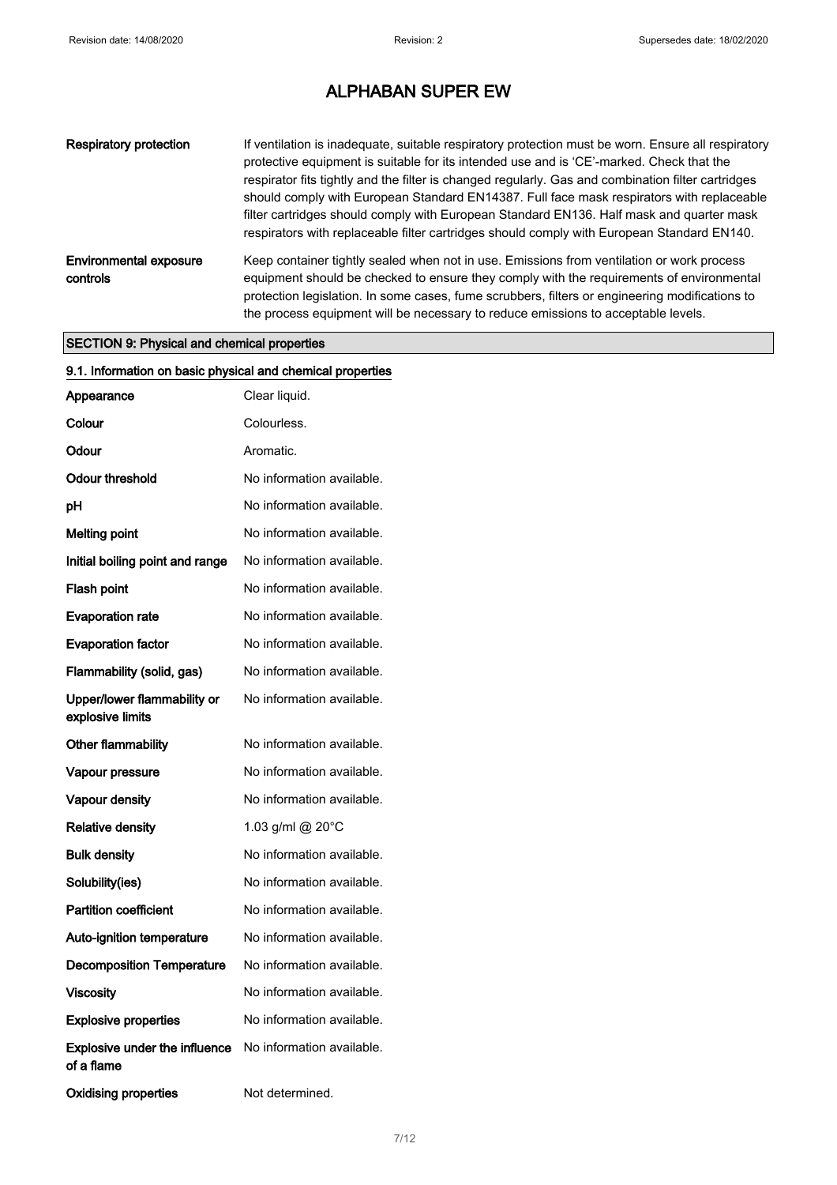**Respiratory protection**

If ventilation is inadequate, suitable respiratory protection must be worn. Ensure all respiratory protective equipment is suitable for its intended use and is 'CE'-marked. Check that the respirator fits tightly and the filter is changed regularly. Gas and combination filter cartridges should comply with European Standard EN14387. Full face mask respirators with replaceable filter cartridges should comply with European Standard EN136. Half mask and quarter mask respirators with replaceable filter cartridges should comply with European Standard EN140.

**Environmental exposure controls**

Keep container tightly sealed when not in use. Emissions from ventilation or work process equipment should be checked to ensure they comply with the requirements of environmental protection legislation. In some cases, fume scrubbers, filters or engineering modifications to the process equipment will be necessary to reduce emissions to acceptable levels.

## SECTION 9: Physical and chemical properties

### 9.1. Information on basic physical and chemical properties

| | |
|---|---|
| **Appearance** | Clear liquid. |
| **Colour** | Colourless. |
| **Odour** | Aromatic. |
| **Odour threshold** | No information available. |
| **pH** | No information available. |
| **Melting point** | No information available. |
| **Initial boiling point and range** | No information available. |
| **Flash point** | No information available. |
| **Evaporation rate** | No information available. |
| **Evaporation factor** | No information available. |
| **Flammability (solid, gas)** | No information available. |
| **Upper/lower flammability or explosive limits** | No information available. |
| **Other flammability** | No information available. |
| **Vapour pressure** | No information available. |
| **Vapour density** | No information available. |
| **Relative density** | 1.03 g/ml @ 20°C |
| **Bulk density** | No information available. |
| **Solubility(ies)** | No information available. |
| **Partition coefficient** | No information available. |
| **Auto-ignition temperature** | No information available. |
| **Decomposition Temperature** | No information available. |
| **Viscosity** | No information available. |
| **Explosive properties** | No information available. |
| **Explosive under the influence of a flame** | No information available. |
| **Oxidising properties** | Not determined. |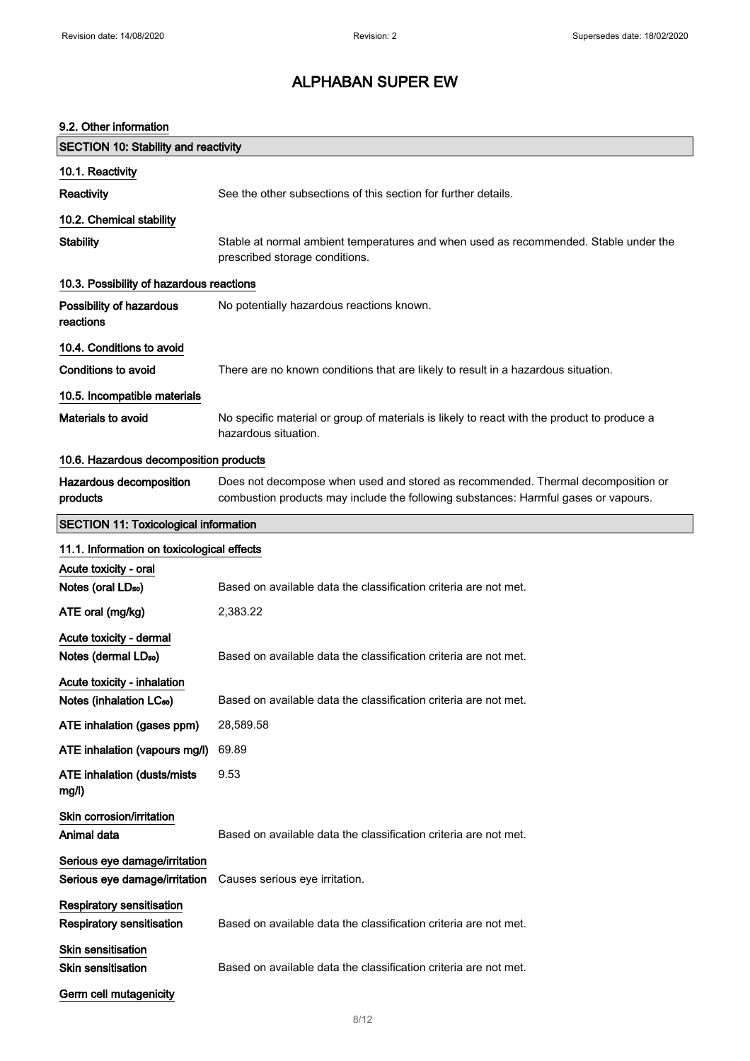# ALPHABAN SUPER EW

### 9.2. Other information

## SECTION 10: Stability and reactivity

### 10.1. Reactivity

**Reactivity** See the other subsections of this section for further details.

### 10.2. Chemical stability

**Stability** Stable at normal ambient temperatures and when used as recommended. Stable under the prescribed storage conditions.

### 10.3. Possibility of hazardous reactions

**Possibility of hazardous reactions** No potentially hazardous reactions known.

### 10.4. Conditions to avoid

**Conditions to avoid** There are no known conditions that are likely to result in a hazardous situation.

### 10.5. Incompatible materials

**Materials to avoid** No specific material or group of materials is likely to react with the product to produce a hazardous situation.

### 10.6. Hazardous decomposition products

**Hazardous decomposition products** Does not decompose when used and stored as recommended. Thermal decomposition or combustion products may include the following substances: Harmful gases or vapours.

## SECTION 11: Toxicological information

### 11.1. Information on toxicological effects

**Acute toxicity - oral**

**Notes (oral $LD_{50}$)** Based on available data the classification criteria are not met.

**ATE oral (mg/kg)** 2,383.22

**Acute toxicity - dermal**

**Notes (dermal $LD_{50}$)** Based on available data the classification criteria are not met.

**Acute toxicity - inhalation**

**Notes (inhalation $LC_{50}$)** Based on available data the classification criteria are not met.

**ATE inhalation (gases ppm)** 28,589.58

**ATE inhalation (vapours mg/l)** 69.89

**ATE inhalation (dusts/mists mg/l)** 9.53

**Skin corrosion/irritation**

**Animal data** Based on available data the classification criteria are not met.

**Serious eye damage/irritation**

**Serious eye damage/irritation** Causes serious eye irritation.

**Respiratory sensitisation**

**Respiratory sensitisation** Based on available data the classification criteria are not met.

**Skin sensitisation**

**Skin sensitisation** Based on available data the classification criteria are not met.

**Germ cell mutagenicity**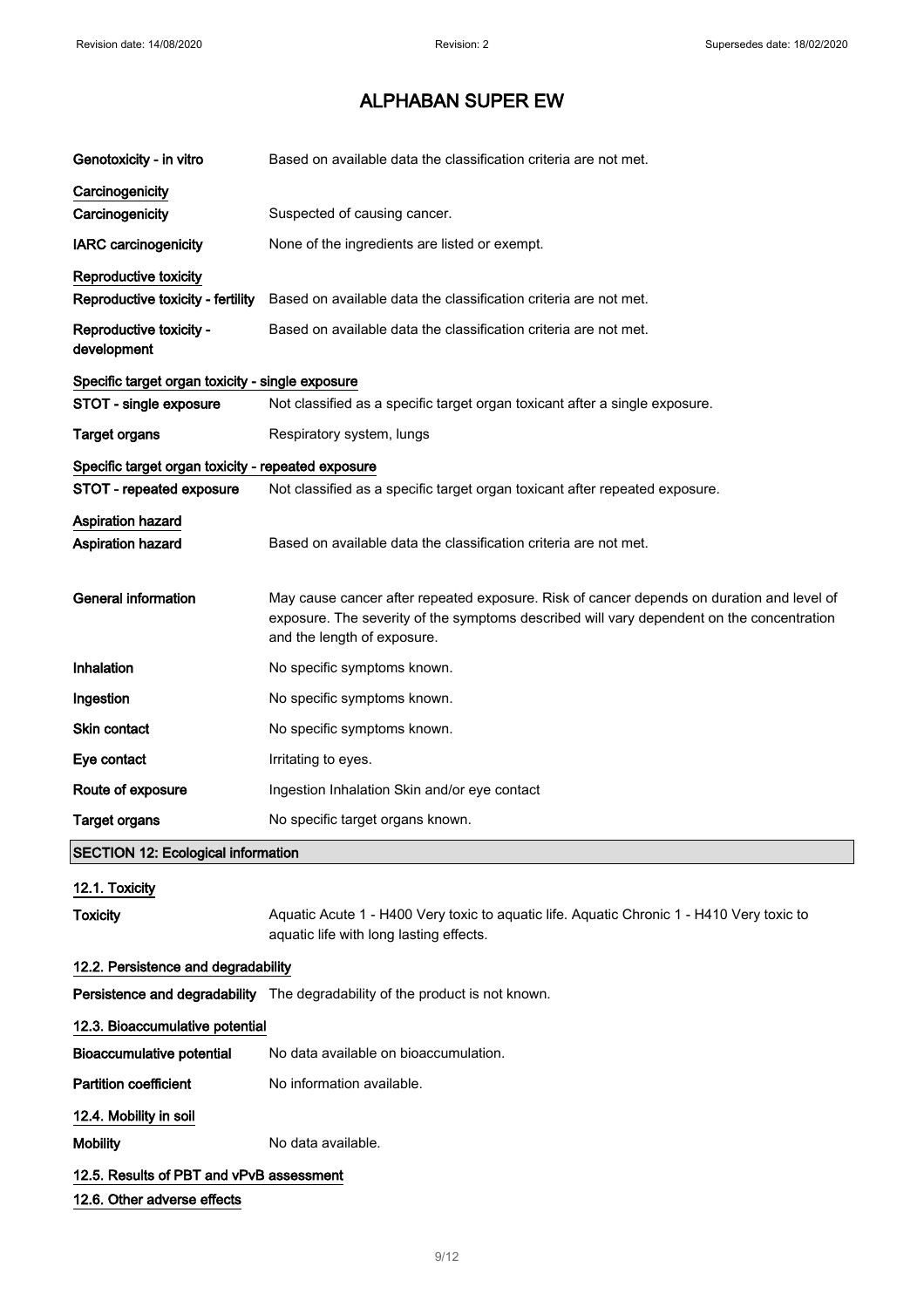# ALPHABAN SUPER EW

**Genotoxicity - in vitro** Based on available data the classification criteria are not met.

**Carcinogenicity**

**Carcinogenicity** Suspected of causing cancer.

**IARC carcinogenicity** None of the ingredients are listed or exempt.

**Reproductive toxicity**

**Reproductive toxicity - fertility** Based on available data the classification criteria are not met.

**Reproductive toxicity - development** Based on available data the classification criteria are not met.

**Specific target organ toxicity - single exposure**

**STOT - single exposure** Not classified as a specific target organ toxicant after a single exposure.

**Target organs** Respiratory system, lungs

**Specific target organ toxicity - repeated exposure**

**STOT - repeated exposure** Not classified as a specific target organ toxicant after repeated exposure.

**Aspiration hazard**

**Aspiration hazard** Based on available data the classification criteria are not met.

**General information** May cause cancer after repeated exposure. Risk of cancer depends on duration and level of exposure. The severity of the symptoms described will vary dependent on the concentration and the length of exposure.

**Inhalation** No specific symptoms known.

**Ingestion** No specific symptoms known.

**Skin contact** No specific symptoms known.

**Eye contact** Irritating to eyes.

**Route of exposure** Ingestion Inhalation Skin and/or eye contact

**Target organs** No specific target organs known.

## SECTION 12: Ecological information

### 12.1. Toxicity

**Toxicity** Aquatic Acute 1 - H400 Very toxic to aquatic life. Aquatic Chronic 1 - H410 Very toxic to aquatic life with long lasting effects.

### 12.2. Persistence and degradability

**Persistence and degradability** The degradability of the product is not known.

### 12.3. Bioaccumulative potential

**Bioaccumulative potential** No data available on bioaccumulation.

**Partition coefficient** No information available.

### 12.4. Mobility in soil

**Mobility** No data available.

### 12.5. Results of PBT and vPvB assessment

### 12.6. Other adverse effects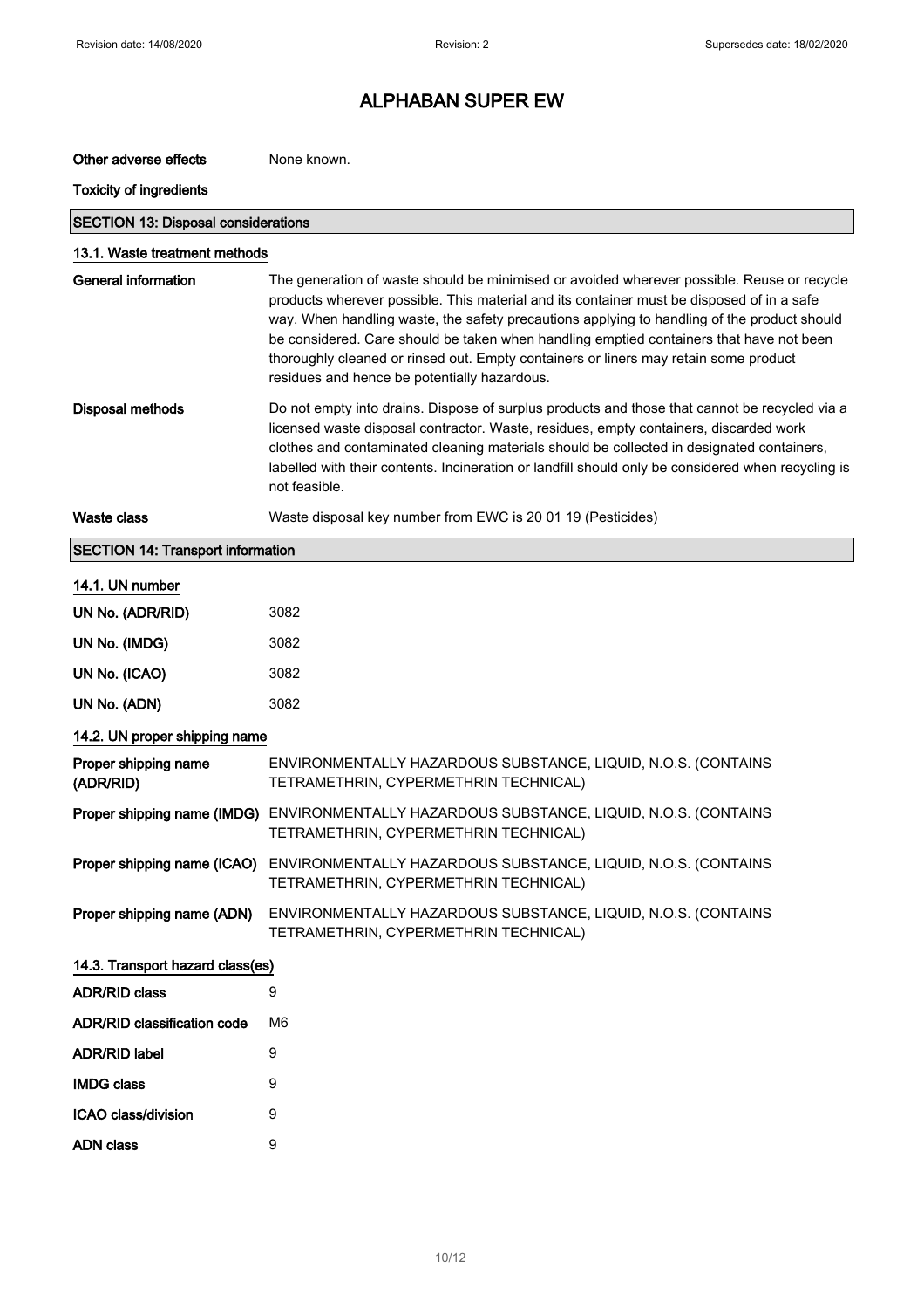# ALPHABAN SUPER EW

**Other adverse effects** None known.

**Toxicity of ingredients**

## SECTION 13: Disposal considerations

### 13.1. Waste treatment methods

| | |
|---|---|
| **General information** | The generation of waste should be minimised or avoided wherever possible. Reuse or recycle products wherever possible. This material and its container must be disposed of in a safe way. When handling waste, the safety precautions applying to handling of the product should be considered. Care should be taken when handling emptied containers that have not been thoroughly cleaned or rinsed out. Empty containers or liners may retain some product residues and hence be potentially hazardous. |
| **Disposal methods** | Do not empty into drains. Dispose of surplus products and those that cannot be recycled via a licensed waste disposal contractor. Waste, residues, empty containers, discarded work clothes and contaminated cleaning materials should be collected in designated containers, labelled with their contents. Incineration or landfill should only be considered when recycling is not feasible. |
| **Waste class** | Waste disposal key number from EWC is 20 01 19 (Pesticides) |

## SECTION 14: Transport information

### 14.1. UN number

| | |
|---|---|
| **UN No. (ADR/RID)** | 3082 |
| **UN No. (IMDG)** | 3082 |
| **UN No. (ICAO)** | 3082 |
| **UN No. (ADN)** | 3082 |

### 14.2. UN proper shipping name

| | |
|---|---|
| **Proper shipping name (ADR/RID)** | ENVIRONMENTALLY HAZARDOUS SUBSTANCE, LIQUID, N.O.S. (CONTAINS TETRAMETHRIN, CYPERMETHRIN TECHNICAL) |
| **Proper shipping name (IMDG)** | ENVIRONMENTALLY HAZARDOUS SUBSTANCE, LIQUID, N.O.S. (CONTAINS TETRAMETHRIN, CYPERMETHRIN TECHNICAL) |
| **Proper shipping name (ICAO)** | ENVIRONMENTALLY HAZARDOUS SUBSTANCE, LIQUID, N.O.S. (CONTAINS TETRAMETHRIN, CYPERMETHRIN TECHNICAL) |
| **Proper shipping name (ADN)** | ENVIRONMENTALLY HAZARDOUS SUBSTANCE, LIQUID, N.O.S. (CONTAINS TETRAMETHRIN, CYPERMETHRIN TECHNICAL) |

### 14.3. Transport hazard class(es)

| | |
|---|---|
| **ADR/RID class** | 9 |
| **ADR/RID classification code** | M6 |
| **ADR/RID label** | 9 |
| **IMDG class** | 9 |
| **ICAO class/division** | 9 |
| **ADN class** | 9 |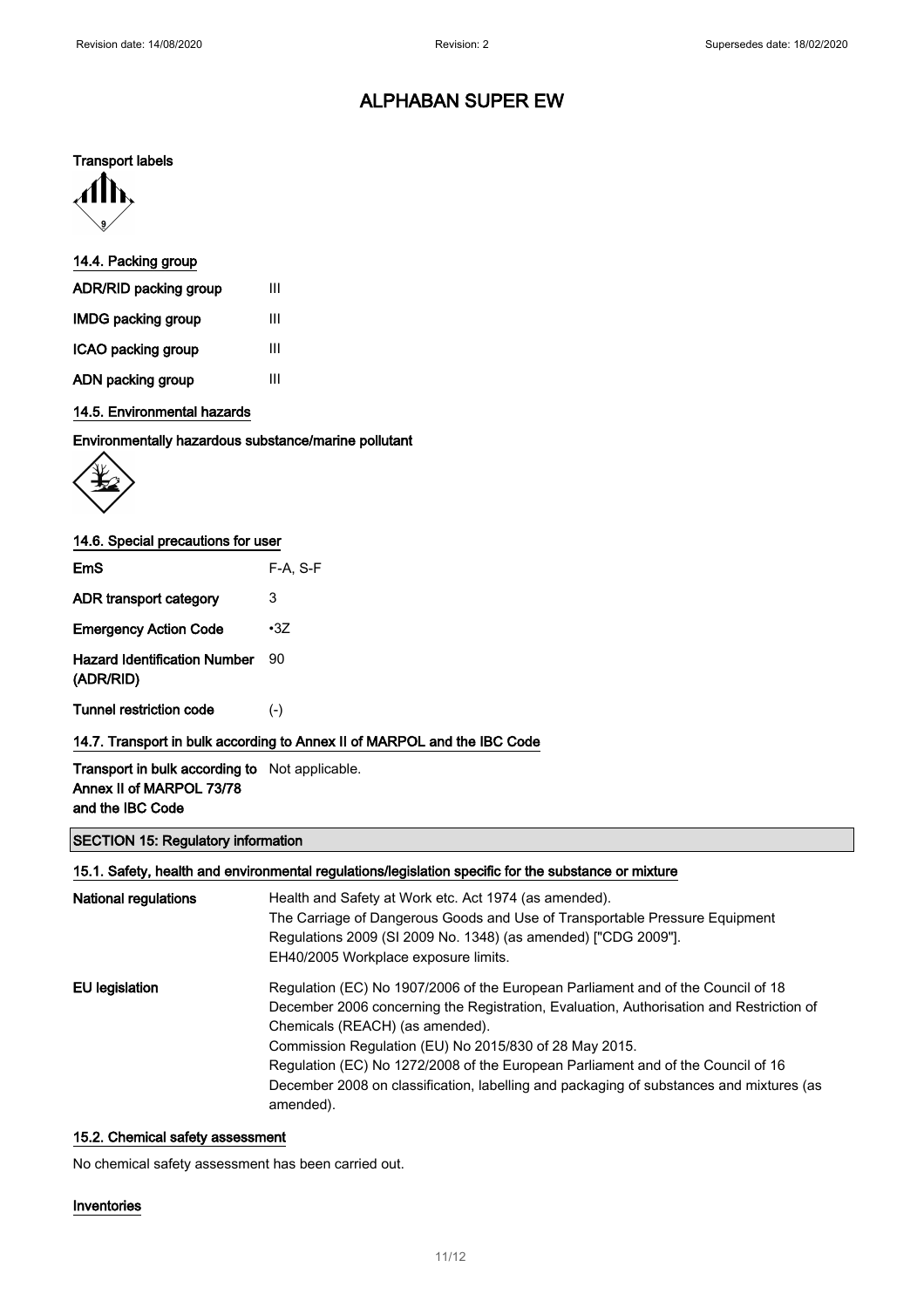# ALPHABAN SUPER EW

**Transport labels**

**14.4. Packing group**

| | |
|---|---|
| **ADR/RID packing group** | III |
| **IMDG packing group** | III |
| **ICAO packing group** | III |
| **ADN packing group** | III |

**14.5. Environmental hazards**

**Environmentally hazardous substance/marine pollutant**

**14.6. Special precautions for user**

| | |
|---|---|
| **EmS** | F-A, S-F |
| **ADR transport category** | 3 |
| **Emergency Action Code** | •3Z |
| **Hazard Identification Number (ADR/RID)** | 90 |
| **Tunnel restriction code** | (-) |

**14.7. Transport in bulk according to Annex II of MARPOL and the IBC Code**

**Transport in bulk according to Annex II of MARPOL 73/78 and the IBC Code** Not applicable.

## SECTION 15: Regulatory information

**15.1. Safety, health and environmental regulations/legislation specific for the substance or mixture**

**National regulations**
Health and Safety at Work etc. Act 1974 (as amended).
The Carriage of Dangerous Goods and Use of Transportable Pressure Equipment Regulations 2009 (SI 2009 No. 1348) (as amended) ["CDG 2009"].
EH40/2005 Workplace exposure limits.

**EU legislation**
Regulation (EC) No 1907/2006 of the European Parliament and of the Council of 18 December 2006 concerning the Registration, Evaluation, Authorisation and Restriction of Chemicals (REACH) (as amended).
Commission Regulation (EU) No 2015/830 of 28 May 2015.
Regulation (EC) No 1272/2008 of the European Parliament and of the Council of 16 December 2008 on classification, labelling and packaging of substances and mixtures (as amended).

**15.2. Chemical safety assessment**

No chemical safety assessment has been carried out.

**Inventories**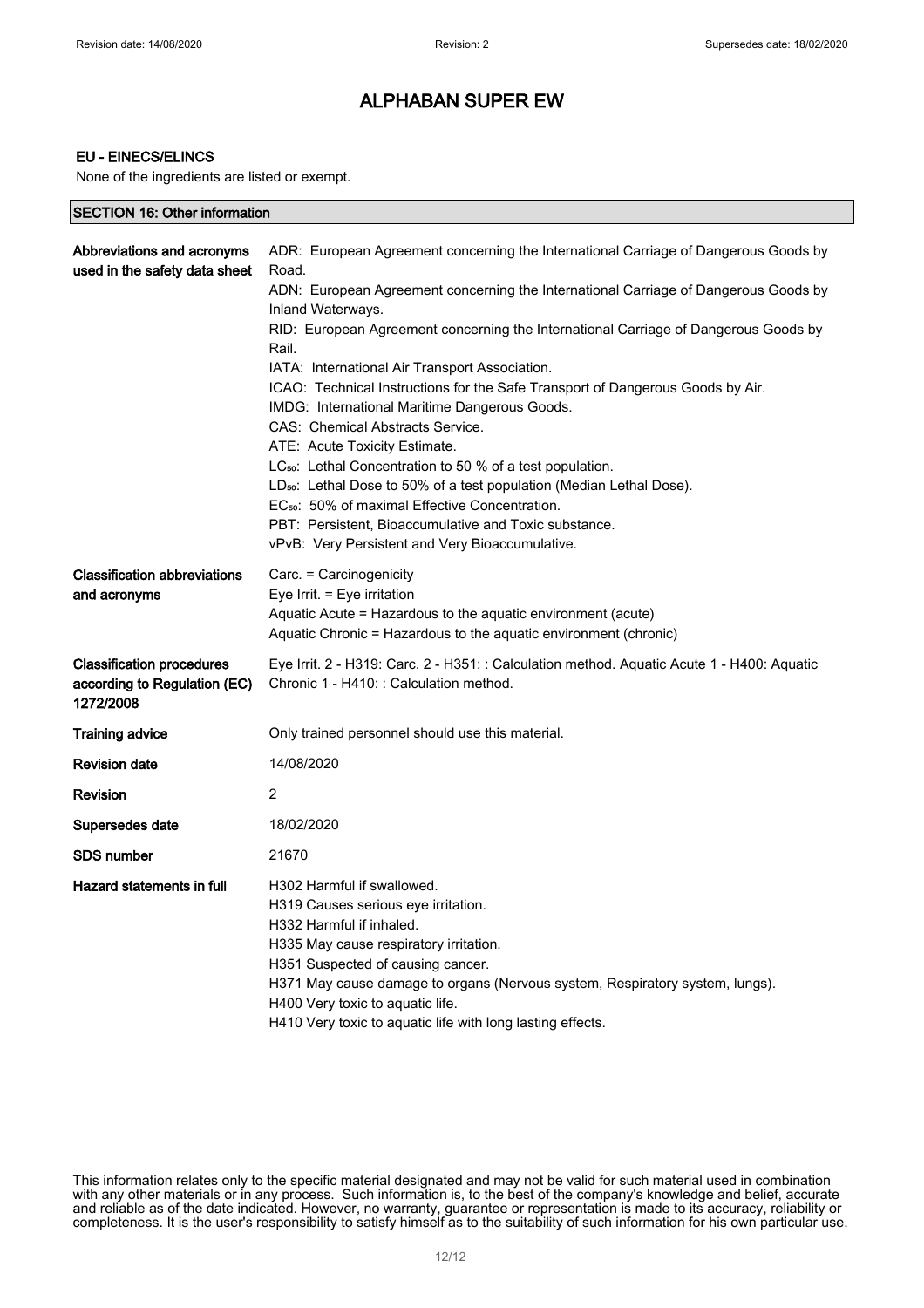### EU - EINECS/ELINCS

None of the ingredients are listed or exempt.

## SECTION 16: Other information

| | |
|---|---|
| **Abbreviations and acronyms used in the safety data sheet** | ADR: European Agreement concerning the International Carriage of Dangerous Goods by Road.<br>ADN: European Agreement concerning the International Carriage of Dangerous Goods by Inland Waterways.<br>RID: European Agreement concerning the International Carriage of Dangerous Goods by Rail.<br>IATA: International Air Transport Association.<br>ICAO: Technical Instructions for the Safe Transport of Dangerous Goods by Air.<br>IMDG: International Maritime Dangerous Goods.<br>CAS: Chemical Abstracts Service.<br>ATE: Acute Toxicity Estimate.<br>$LC_{50}$: Lethal Concentration to 50 % of a test population.<br>$LD_{50}$: Lethal Dose to 50% of a test population (Median Lethal Dose).<br>$EC_{50}$: 50% of maximal Effective Concentration.<br>PBT: Persistent, Bioaccumulative and Toxic substance.<br>vPvB: Very Persistent and Very Bioaccumulative. |
| **Classification abbreviations and acronyms** | Carc. = Carcinogenicity<br>Eye Irrit. = Eye irritation<br>Aquatic Acute = Hazardous to the aquatic environment (acute)<br>Aquatic Chronic = Hazardous to the aquatic environment (chronic) |
| **Classification procedures according to Regulation (EC) 1272/2008** | Eye Irrit. 2 - H319: Carc. 2 - H351: : Calculation method. Aquatic Acute 1 - H400: Aquatic Chronic 1 - H410: : Calculation method. |
| **Training advice** | Only trained personnel should use this material. |
| **Revision date** | 14/08/2020 |
| **Revision** | 2 |
| **Supersedes date** | 18/02/2020 |
| **SDS number** | 21670 |
| **Hazard statements in full** | H302 Harmful if swallowed.<br>H319 Causes serious eye irritation.<br>H332 Harmful if inhaled.<br>H335 May cause respiratory irritation.<br>H351 Suspected of causing cancer.<br>H371 May cause damage to organs (Nervous system, Respiratory system, lungs).<br>H400 Very toxic to aquatic life.<br>H410 Very toxic to aquatic life with long lasting effects. |

This information relates only to the specific material designated and may not be valid for such material used in combination with any other materials or in any process. Such information is, to the best of the company's knowledge and belief, accurate and reliable as of the date indicated. However, no warranty, guarantee or representation is made to its accuracy, reliability or completeness. It is the user's responsibility to satisfy himself as to the suitability of such information for his own particular use.